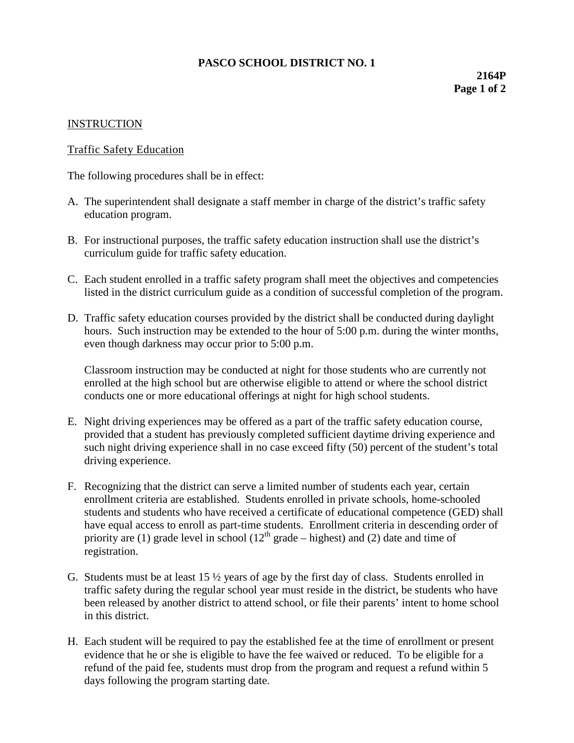**PASCO SCHOOL DISTRICT NO. 1**

**2164P**

INSTRUCTION

Traffic Safety Education

The following procedures shall be in effect:

A. The superintendent shall designate a staff member in charge of the district's traffic safety education program.

B. For instructional purposes, the traffic safety education instruction shall use the district's curriculum guide for traffic safety education.

C. Each student enrolled in a traffic safety program shall meet the objectives and competencies listed in the district curriculum guide as a condition of successful completion of the program.

D. Traffic safety education courses provided by the district shall be conducted during daylight hours. Such instruction may be extended to the hour of 5:00 p.m. during the winter months, even though darkness may occur prior to 5:00 p.m.

   Classroom instruction may be conducted at night for those students who are currently not enrolled at the high school but are otherwise eligible to attend or where the school district conducts one or more educational offerings at night for high school students.

E. Night driving experiences may be offered as a part of the traffic safety education course, provided that a student has previously completed sufficient daytime driving experience and such night driving experience shall in no case exceed fifty (50) percent of the student's total driving experience.

F. Recognizing that the district can serve a limited number of students each year, certain enrollment criteria are established. Students enrolled in private schools, home-schooled students and students who have received a certificate of educational competence (GED) shall have equal access to enroll as part-time students. Enrollment criteria in descending order of priority are (1) grade level in school (12th grade – highest) and (2) date and time of registration.

G. Students must be at least 15 ½ years of age by the first day of class. Students enrolled in traffic safety during the regular school year must reside in the district, be students who have been released by another district to attend school, or file their parents' intent to home school in this district.

H. Each student will be required to pay the established fee at the time of enrollment or present evidence that he or she is eligible to have the fee waived or reduced. To be eligible for a refund of the paid fee, students must drop from the program and request a refund within 5 days following the program starting date.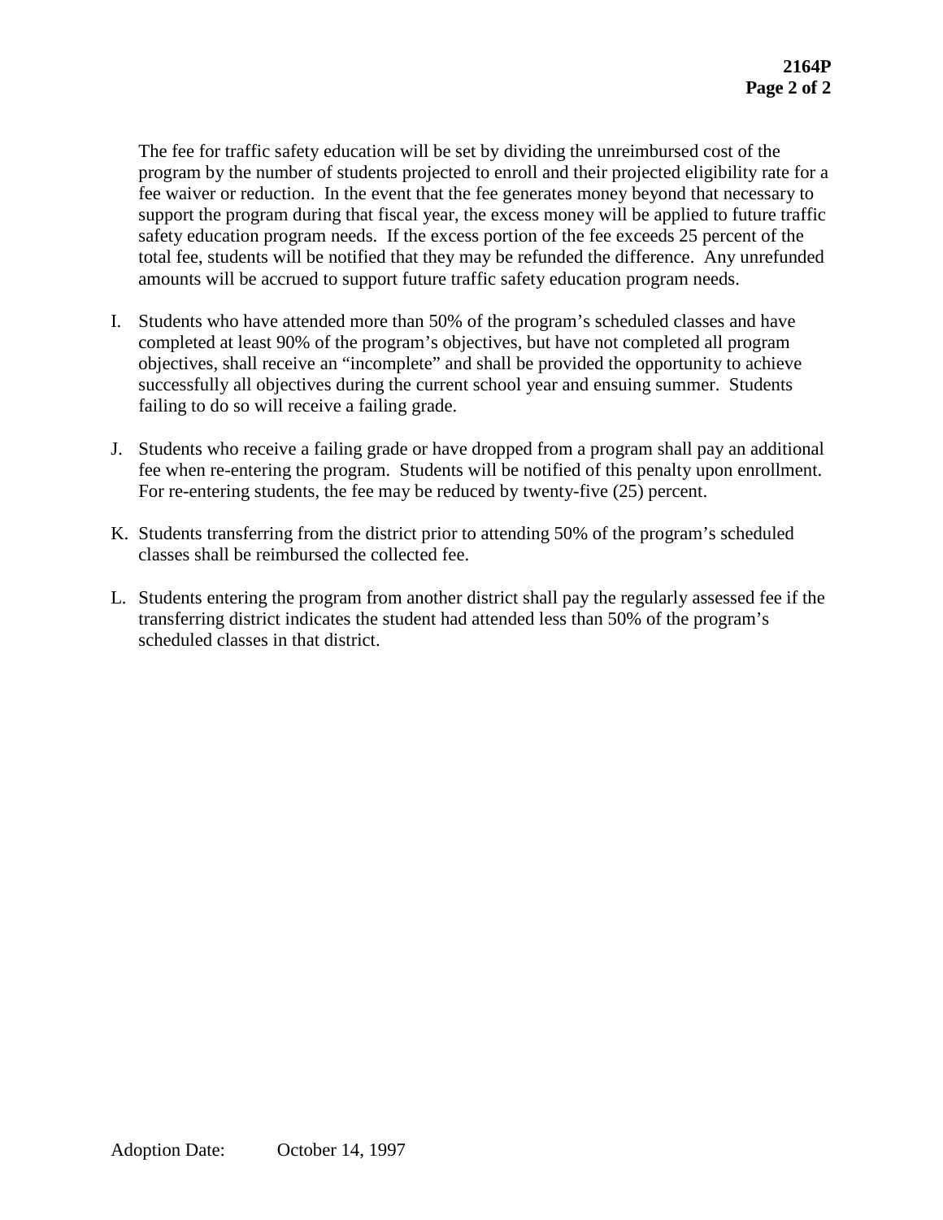The fee for traffic safety education will be set by dividing the unreimbursed cost of the program by the number of students projected to enroll and their projected eligibility rate for a fee waiver or reduction. In the event that the fee generates money beyond that necessary to support the program during that fiscal year, the excess money will be applied to future traffic safety education program needs. If the excess portion of the fee exceeds 25 percent of the total fee, students will be notified that they may be refunded the difference. Any unrefunded amounts will be accrued to support future traffic safety education program needs.

I. Students who have attended more than 50% of the program's scheduled classes and have completed at least 90% of the program's objectives, but have not completed all program objectives, shall receive an "incomplete" and shall be provided the opportunity to achieve successfully all objectives during the current school year and ensuing summer. Students failing to do so will receive a failing grade.

J. Students who receive a failing grade or have dropped from a program shall pay an additional fee when re-entering the program. Students will be notified of this penalty upon enrollment. For re-entering students, the fee may be reduced by twenty-five (25) percent.

K. Students transferring from the district prior to attending 50% of the program's scheduled classes shall be reimbursed the collected fee.

L. Students entering the program from another district shall pay the regularly assessed fee if the transferring district indicates the student had attended less than 50% of the program's scheduled classes in that district.

Adoption Date: October 14, 1997